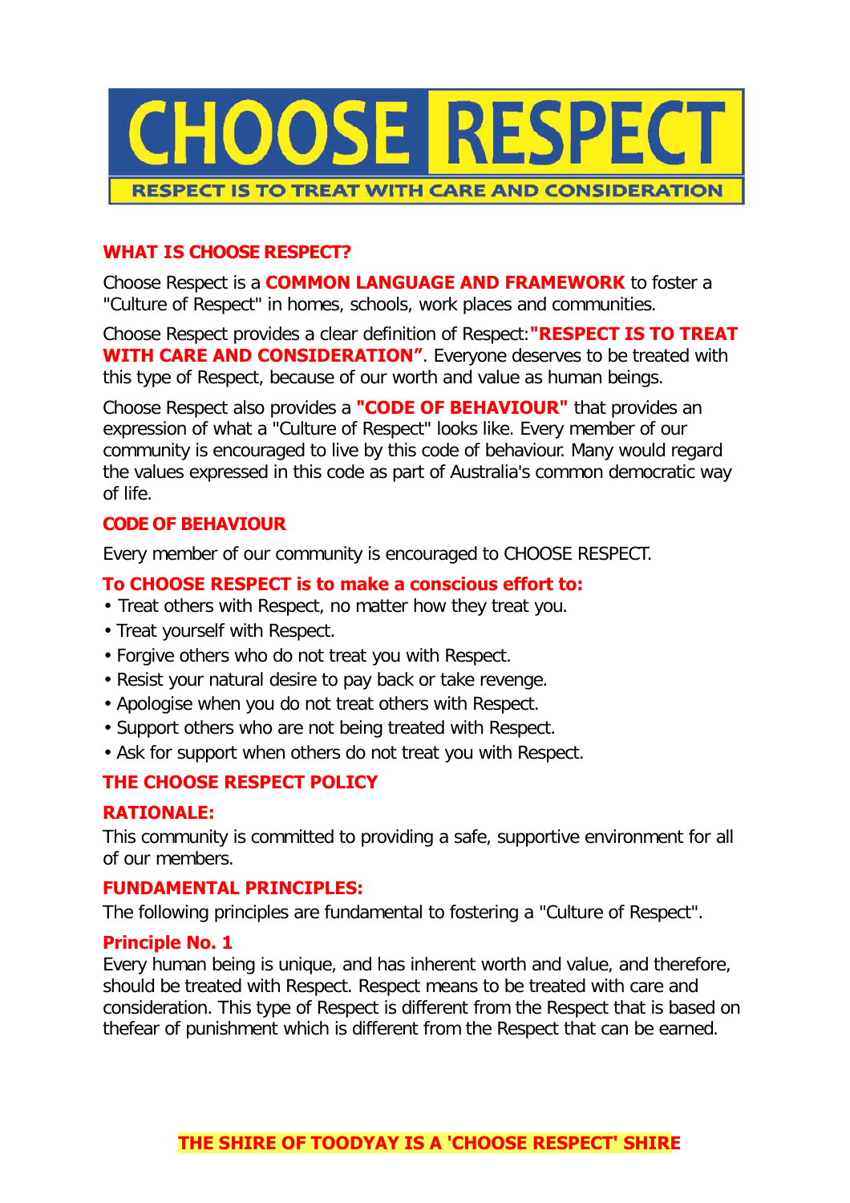# CHOOSE RESPECT

**RESPECT IS TO TREAT WITH CARE AND CONSIDERATION**

## WHAT IS CHOOSE RESPECT?

Choose Respect is a **COMMON LANGUAGE AND FRAMEWORK** to foster a "Culture of Respect" in homes, schools, work places and communities.

Choose Respect provides a clear definition of Respect:**"RESPECT IS TO TREAT WITH CARE AND CONSIDERATION"**. Everyone deserves to be treated with this type of Respect, because of our worth and value as human beings.

Choose Respect also provides a **"CODE OF BEHAVIOUR"** that provides an expression of what a "Culture of Respect" looks like. Every member of our community is encouraged to live by this code of behaviour. Many would regard the values expressed in this code as part of Australia's common democratic way of life.

## CODE OF BEHAVIOUR

Every member of our community is encouraged to CHOOSE RESPECT.

### To CHOOSE RESPECT is to make a conscious effort to:

- Treat others with Respect, no matter how they treat you.
- Treat yourself with Respect.
- Forgive others who do not treat you with Respect.
- Resist your natural desire to pay back or take revenge.
- Apologise when you do not treat others with Respect.
- Support others who are not being treated with Respect.
- Ask for support when others do not treat you with Respect.

## THE CHOOSE RESPECT POLICY

### RATIONALE:

This community is committed to providing a safe, supportive environment for all of our members.

### FUNDAMENTAL PRINCIPLES:

The following principles are fundamental to fostering a "Culture of Respect".

### Principle No. 1

Every human being is unique, and has inherent worth and value, and therefore, should be treated with Respect. Respect means to be treated with care and consideration. This type of Respect is different from the Respect that is based on thefear of punishment which is different from the Respect that can be earned.

**THE SHIRE OF TOODYAY IS A 'CHOOSE RESPECT' SHIRE**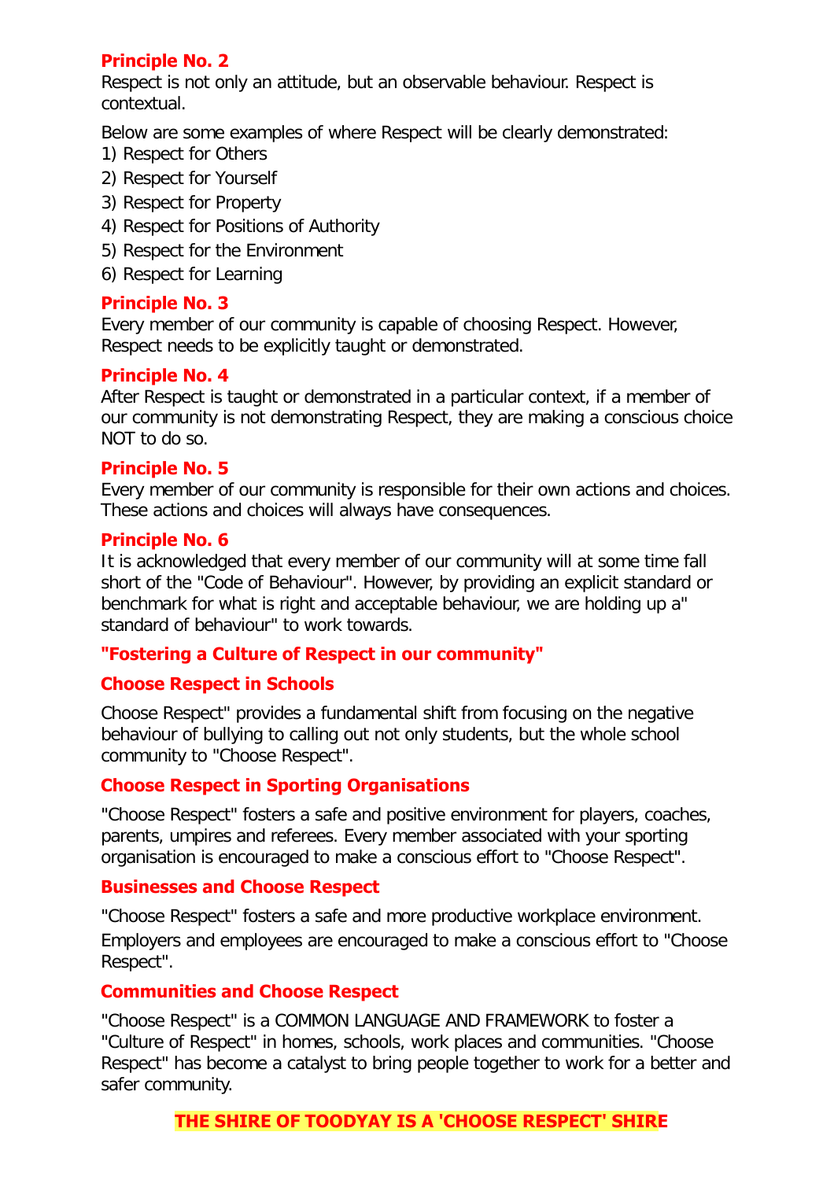### Principle No. 2

Respect is not only an attitude, but an observable behaviour. Respect is contextual.

Below are some examples of where Respect will be clearly demonstrated:

1) Respect for Others
2) Respect for Yourself
3) Respect for Property
4) Respect for Positions of Authority
5) Respect for the Environment
6) Respect for Learning

### Principle No. 3

Every member of our community is capable of choosing Respect. However, Respect needs to be explicitly taught or demonstrated.

### Principle No. 4

After Respect is taught or demonstrated in a particular context, if a member of our community is not demonstrating Respect, they are making a conscious choice NOT to do so.

### Principle No. 5

Every member of our community is responsible for their own actions and choices. These actions and choices will always have consequences.

### Principle No. 6

It is acknowledged that every member of our community will at some time fall short of the "Code of Behaviour". However, by providing an explicit standard or benchmark for what is right and acceptable behaviour, we are holding up a" standard of behaviour" to work towards.

## "Fostering a Culture of Respect in our community"

### Choose Respect in Schools

Choose Respect" provides a fundamental shift from focusing on the negative behaviour of bullying to calling out not only students, but the whole school community to "Choose Respect".

### Choose Respect in Sporting Organisations

"Choose Respect" fosters a safe and positive environment for players, coaches, parents, umpires and referees. Every member associated with your sporting organisation is encouraged to make a conscious effort to "Choose Respect".

### Businesses and Choose Respect

"Choose Respect" fosters a safe and more productive workplace environment. Employers and employees are encouraged to make a conscious effort to "Choose Respect".

### Communities and Choose Respect

"Choose Respect" is a COMMON LANGUAGE AND FRAMEWORK to foster a "Culture of Respect" in homes, schools, work places and communities. "Choose Respect" has become a catalyst to bring people together to work for a better and safer community.

**THE SHIRE OF TOODYAY IS A 'CHOOSE RESPECT' SHIRE**